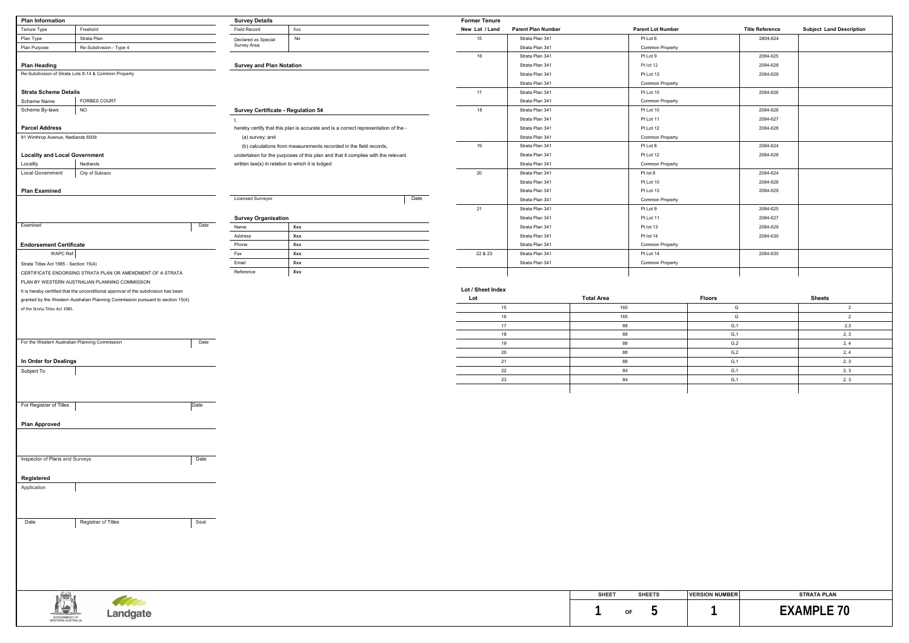## Plan Information

| | |
|---|---|
| Tenure Type | Freehold |
| Plan Type | Strata Plan |
| Plan Purpose | Re-Subdivision - Type 4 |

## Plan Heading

Re-Subdivision of Strata Lots 8-14 & Common Property

## Strata Scheme Details

| | |
|---|---|
| Scheme Name | FORBES COURT |
| Scheme By-laws | NO |

## Parcel Address

91 Winthrop Avenue, Nedlands 6009

## Locality and Local Government

| | |
|---|---|
| Locality | Nedlands |
| Local Government | City of Subiaco |

## Plan Examined

Examined | Date

## Endorsement Certificate

WAPC Ref:

Strata Titles Act 1985 - Section 15(4)

CERTIFICATE ENDORSING STRATA PLAN OR AMENDMENT OF A STRATA PLAN BY WESTERN AUSTRALIAN PLANNING COMMISSION

It is hereby certified that the unconditional approval of the subdivision has been granted by the Western Australian Planning Commission pursuant to section 15(4) of the Strata Titles Act 1985.

For the Western Australian Planning Commission | Date

## In Order for Dealings

Subject To

For Registrar of Titles | Date

## Plan Approved

Inspector of Plans and Surveys | Date

## Registered

Application

Date | Registrar of Titles | Seal

## Survey Details

| | |
|---|---|
| Field Record | Xxx |
| Declared as Special Survey Area | No |

## Survey and Plan Notation

## Survey Certificate - Regulation 54

I,

hereby certify that this plan is accurate and is a correct representation of the -

(a) survey; and

(b) calculations from measurements recorded in the field records,

undertaken for the purposes of this plan and that it complies with the relevant written law(s) in relation to which it is lodged

Licensed Surveyor | Date

## Survey Organisation

| | |
|---|---|
| Name | Xxx |
| Address | Xxx |
| Phone | Xxx |
| Fax | Xxx |
| Email | Xxx |
| Reference | Xxx |

## Former Tenure

| New Lot / Land | Parent Plan Number | Parent Lot Number | Title Reference | Subject Land Description |
|---|---|---|---|---|
| 15 | Strata Plan 341 | Pt Lot 6 | 2804-624 | |
| | Strata Plan 341 | Common Property | | |
| 16 | Strata Plan 341 | Pt Lot 9 | 2084-625 | |
| | Strata Plan 341 | Pt lot 12 | 2084-628 | |
| | Strata Plan 341 | Pt Lot 13 | 2084-629 | |
| | Strata Plan 341 | Common Property | | |
| 17 | Strata Plan 341 | Pt Lot 10 | 2084-626 | |
| | Strata Plan 341 | Common Property | | |
| 18 | Strata Plan 341 | Pt Lot 10 | 2084-626 | |
| | Strata Plan 341 | Pt Lot 11 | 2084-627 | |
| | Strata Plan 341 | Pt Lot 12 | 2084-628 | |
| | Strata Plan 341 | Common Property | | |
| 19 | Strata Plan 341 | Pt Lot 8 | 2084-624 | |
| | Strata Plan 341 | Pt Lot 12 | 2084-628 | |
| | Strata Plan 341 | Common Property | | |
| 20 | Strata Plan 341 | Pt lot 8 | 2084-624 | |
| | Strata Plan 341 | Pt Lot 10 | 2084-626 | |
| | Strata Plan 341 | Pt Lot 13 | 2084-629 | |
| | Strata Plan 341 | Common Property | | |
| 21 | Strata Plan 341 | Pt Lot 9 | 2084-625 | |
| | Strata Plan 341 | Pt Lot 11 | 2084-627 | |
| | Strata Plan 341 | Pt lot 13 | 2084-629 | |
| | Strata Plan 341 | Pt lot 14 | 2084-630 | |
| | Strata Plan 341 | Common Property | | |
| 22 & 23 | Strata Plan 341 | Pt Lot 14 | 2084-630 | |
| | Strata Plan 341 | Common Property | | |

## Lot / Sheet Index

| Lot | Total Area | Floors | Sheets |
|---|---|---|---|
| 15 | 165 | G | 2 |
| 16 | 165 | G | 2 |
| 17 | 88 | G,1 | 2,3 |
| 18 | 88 | G,1 | 2, 3 |
| 19 | 88 | G,2 | 2, 4 |
| 20 | 88 | G,2 | 2, 4 |
| 21 | 88 | G,1 | 2, 3 |
| 22 | 84 | G,1 | 2, 3 |
| 23 | 84 | G,1 | 2, 3 |

GOVERNMENT OF WESTERN AUSTRALIA Landgate

| SHEET | SHEETS | VERSION NUMBER | STRATA PLAN |
|---|---|---|---|
| 1 | OF 5 | 1 | EXAMPLE 70 |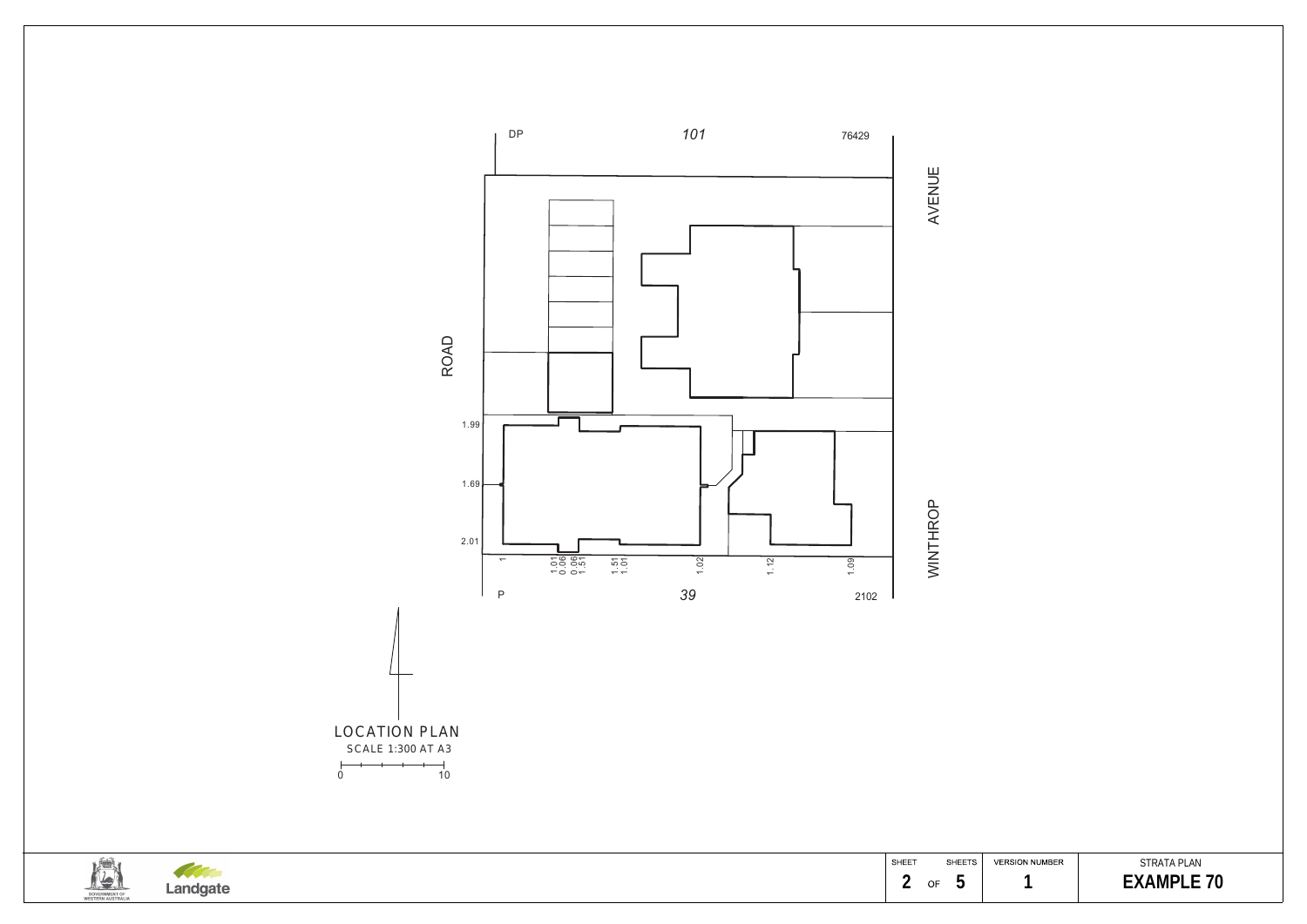DP 101 76429

AVENUE

ROAD

WINTHROP

1.99

1.69

2.01

1 1.01 0.06 0.06 1.51 1.51 1.01 1.02 1.12 1.09

P 39 2102

LOCATION PLAN

SCALE 1:300 AT A3

0 10

| SHEET | SHEETS | VERSION NUMBER | STRATA PLAN |
|---|---|---|---|
| 2 OF | 5 | 1 | **EXAMPLE 70** |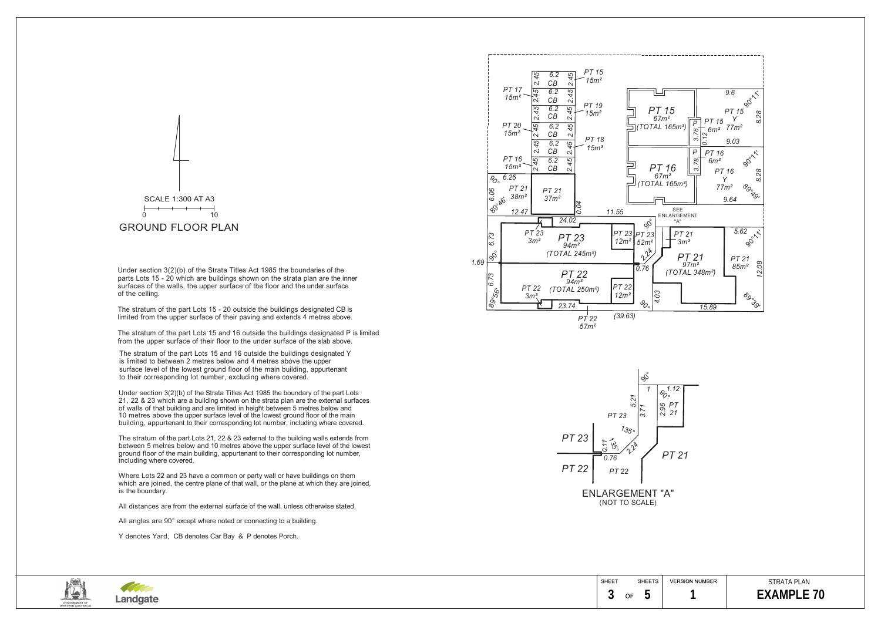SCALE 1:300 AT A3

0 10

# GROUND FLOOR PLAN

Under section 3(2)(b) of the Strata Titles Act 1985 the boundaries of the parts Lots 15 - 20 which are buildings shown on the strata plan are the inner surfaces of the walls, the upper surface of the floor and the under surface of the ceiling.

The stratum of the part Lots 15 - 20 outside the buildings designated CB is limited from the upper surface of their paving and extends 4 metres above.

The stratum of the part Lots 15 and 16 outside the buildings designated P is limited from the upper surface of their floor to the under surface of the slab above.

The stratum of the part Lots 15 and 16 outside the buildings designated Y is limited to between 2 metres below and 4 metres above the upper surface level of the lowest ground floor of the main building, appurtenant to their corresponding lot number, excluding where covered.

Under section 3(2)(b) of the Strata Titles Act 1985 the boundary of the part Lots 21, 22 & 23 which are a building shown on the strata plan are the external surfaces of walls of that building and are limited in height between 5 metres below and 10 metres above the upper surface level of the lowest ground floor of the main building, appurtenant to their corresponding lot number, including where covered.

The stratum of the part Lots 21, 22 & 23 external to the building walls extends from between 5 metres below and 10 metres above the upper surface level of the lowest ground floor of the main building, appurtenant to their corresponding lot number, including where covered.

Where Lots 22 and 23 have a common or party wall or have buildings on them which are joined, the centre plane of that wall, or the plane at which they are joined, is the boundary.

All distances are from the external surface of the wall, unless otherwise stated.

All angles are 90° except where noted or connecting to a building.

Y denotes Yard, CB denotes Car Bay & P denotes Porch.

ENLARGEMENT "A"
(NOT TO SCALE)

| SHEET | SHEETS | VERSION NUMBER | STRATA PLAN |
|---|---|---|---|
| 3 | OF 5 | 1 | EXAMPLE 70 |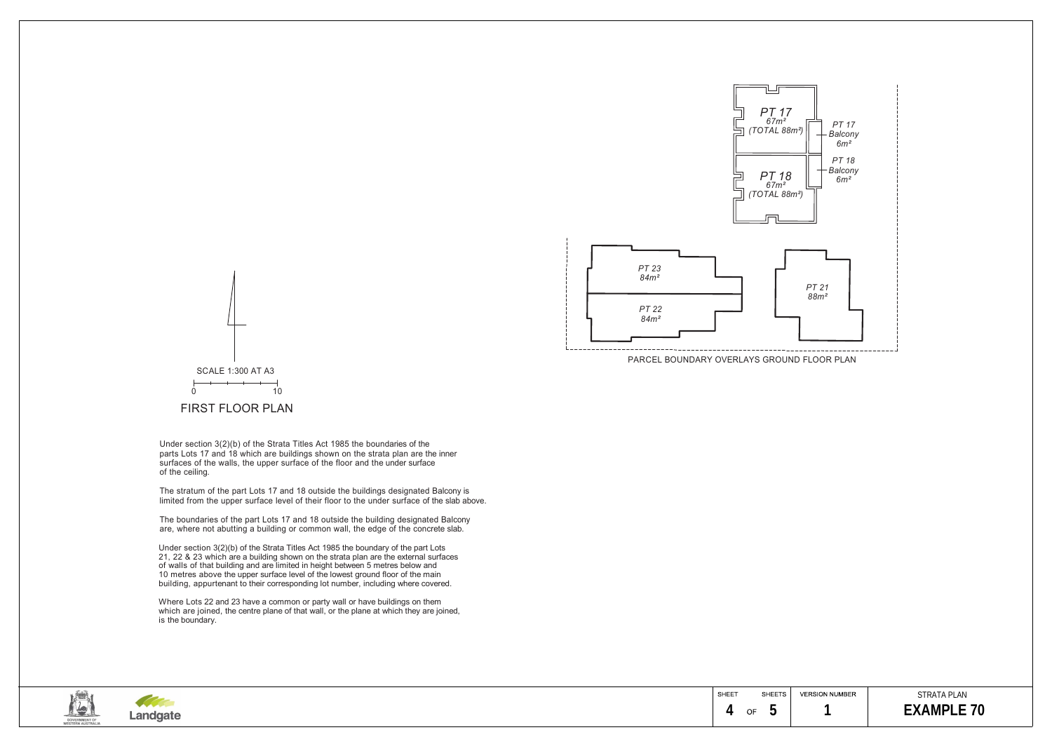PT 17
67m²
(TOTAL 88m²)

PT 17
Balcony
6m²

PT 18
Balcony
6m²

PT 18
67m²
(TOTAL 88m²)

PT 23
84m²

PT 22
84m²

PT 21
88m²

PARCEL BOUNDARY OVERLAYS GROUND FLOOR PLAN

SCALE 1:300 AT A3

0 10

# FIRST FLOOR PLAN

Under section 3(2)(b) of the Strata Titles Act 1985 the boundaries of the parts Lots 17 and 18 which are buildings shown on the strata plan are the inner surfaces of the walls, the upper surface of the floor and the under surface of the ceiling.

The stratum of the part Lots 17 and 18 outside the buildings designated Balcony is limited from the upper surface level of their floor to the under surface of the slab above.

The boundaries of the part Lots 17 and 18 outside the building designated Balcony are, where not abutting a building or common wall, the edge of the concrete slab.

Under section 3(2)(b) of the Strata Titles Act 1985 the boundary of the part Lots 21, 22 & 23 which are a building shown on the strata plan are the external surfaces of walls of that building and are limited in height between 5 metres below and 10 metres above the upper surface level of the lowest ground floor of the main building, appurtenant to their corresponding lot number, including where covered.

Where Lots 22 and 23 have a common or party wall or have buildings on them which are joined, the centre plane of that wall, or the plane at which they are joined, is the boundary.

| SHEET | SHEETS | VERSION NUMBER | STRATA PLAN |
|---|---|---|---|
| 4 OF | 5 | 1 | **EXAMPLE 70** |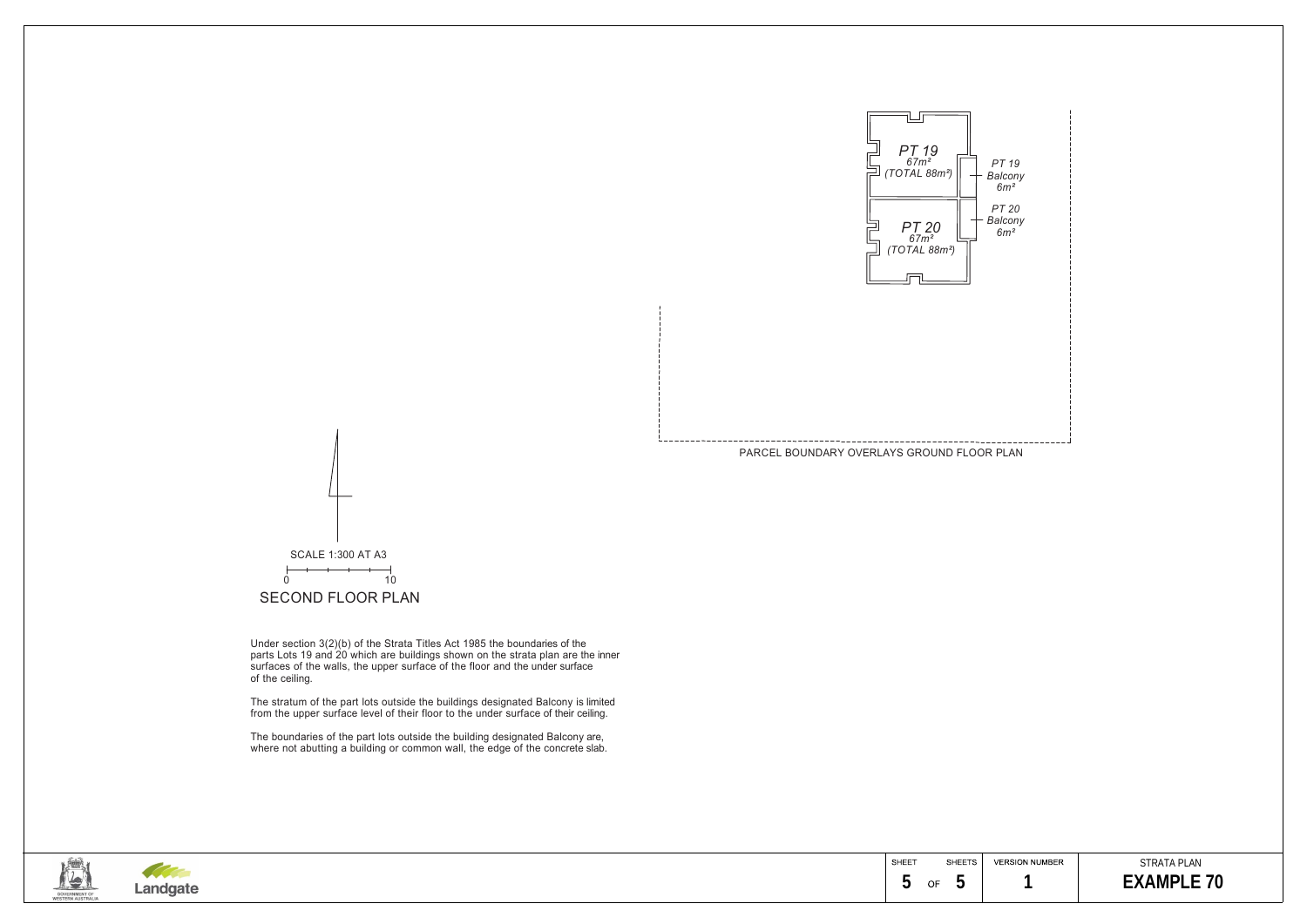PT 19
$67m^2$
(TOTAL $88m^2$)

PT 19
Balcony
$6m^2$

PT 20
Balcony
$6m^2$

PT 20
$67m^2$
(TOTAL $88m^2$)

PARCEL BOUNDARY OVERLAYS GROUND FLOOR PLAN

SCALE 1:300 AT A3

0 10

## SECOND FLOOR PLAN

Under section 3(2)(b) of the Strata Titles Act 1985 the boundaries of the parts Lots 19 and 20 which are buildings shown on the strata plan are the inner surfaces of the walls, the upper surface of the floor and the under surface of the ceiling.

The stratum of the part lots outside the buildings designated Balcony is limited from the upper surface level of their floor to the under surface of their ceiling.

The boundaries of the part lots outside the building designated Balcony are, where not abutting a building or common wall, the edge of the concrete slab.

GOVERNMENT OF WESTERN AUSTRALIA

Landgate

| SHEET | SHEETS | VERSION NUMBER | STRATA PLAN |
| --- | --- | --- | --- |
| 5 | OF 5 | 1 | **EXAMPLE 70** |